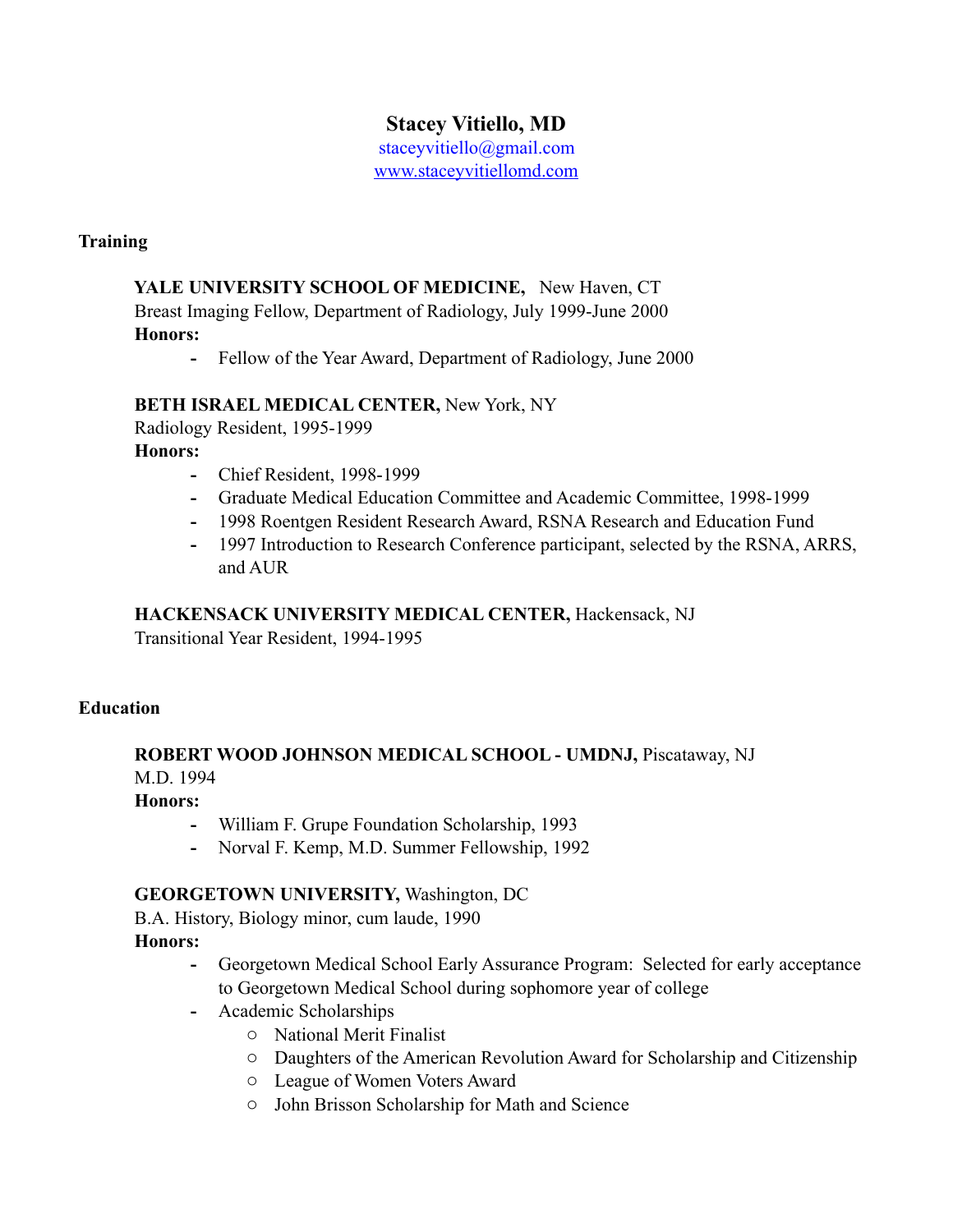# Stacey Vitiello, MD

staceyvitiello@gmail.com
[www.staceyvitiellomd.com](http://www.staceyvitiellomd.com)

## Training

**YALE UNIVERSITY SCHOOL OF MEDICINE,** New Haven, CT
Breast Imaging Fellow, Department of Radiology, July 1999-June 2000
**Honors:**

- Fellow of the Year Award, Department of Radiology, June 2000

**BETH ISRAEL MEDICAL CENTER,** New York, NY
Radiology Resident, 1995-1999
**Honors:**

- Chief Resident, 1998-1999
- Graduate Medical Education Committee and Academic Committee, 1998-1999
- 1998 Roentgen Resident Research Award, RSNA Research and Education Fund
- 1997 Introduction to Research Conference participant, selected by the RSNA, ARRS, and AUR

**HACKENSACK UNIVERSITY MEDICAL CENTER,** Hackensack, NJ
Transitional Year Resident, 1994-1995

## Education

**ROBERT WOOD JOHNSON MEDICAL SCHOOL - UMDNJ,** Piscataway, NJ
M.D. 1994
**Honors:**

- William F. Grupe Foundation Scholarship, 1993
- Norval F. Kemp, M.D. Summer Fellowship, 1992

**GEORGETOWN UNIVERSITY,** Washington, DC
B.A. History, Biology minor, cum laude, 1990
**Honors:**

- Georgetown Medical School Early Assurance Program: Selected for early acceptance to Georgetown Medical School during sophomore year of college
- Academic Scholarships
  - National Merit Finalist
  - Daughters of the American Revolution Award for Scholarship and Citizenship
  - League of Women Voters Award
  - John Brisson Scholarship for Math and Science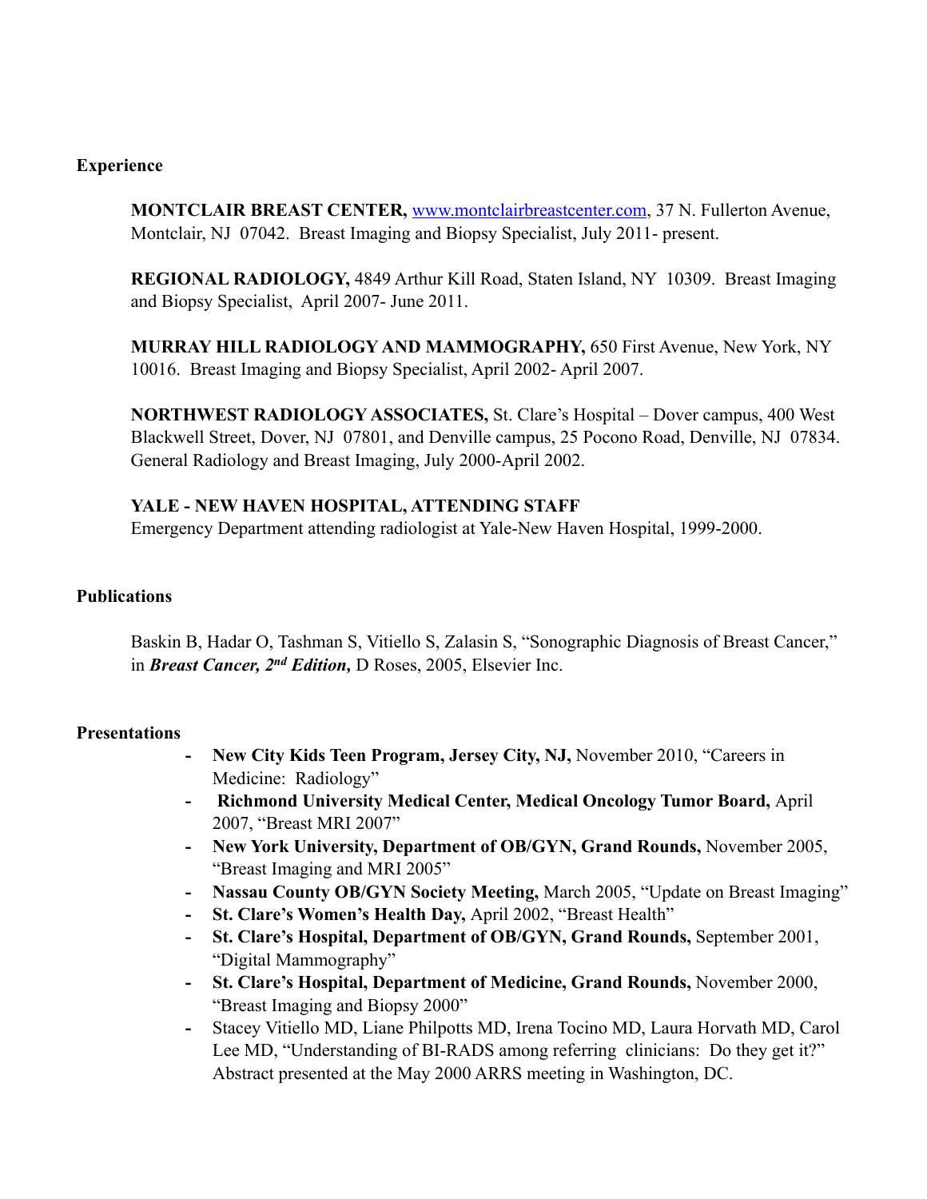## Experience

**MONTCLAIR BREAST CENTER,** www.montclairbreastcenter.com, 37 N. Fullerton Avenue, Montclair, NJ 07042. Breast Imaging and Biopsy Specialist, July 2011- present.

**REGIONAL RADIOLOGY,** 4849 Arthur Kill Road, Staten Island, NY 10309. Breast Imaging and Biopsy Specialist, April 2007- June 2011.

**MURRAY HILL RADIOLOGY AND MAMMOGRAPHY,** 650 First Avenue, New York, NY 10016. Breast Imaging and Biopsy Specialist, April 2002- April 2007.

**NORTHWEST RADIOLOGY ASSOCIATES,** St. Clare's Hospital – Dover campus, 400 West Blackwell Street, Dover, NJ 07801, and Denville campus, 25 Pocono Road, Denville, NJ 07834. General Radiology and Breast Imaging, July 2000-April 2002.

**YALE - NEW HAVEN HOSPITAL, ATTENDING STAFF**
Emergency Department attending radiologist at Yale-New Haven Hospital, 1999-2000.

## Publications

Baskin B, Hadar O, Tashman S, Vitiello S, Zalasin S, "Sonographic Diagnosis of Breast Cancer," in ***Breast Cancer, 2nd Edition,*** D Roses, 2005, Elsevier Inc.

## Presentations

- **New City Kids Teen Program, Jersey City, NJ,** November 2010, "Careers in Medicine: Radiology"
- **Richmond University Medical Center, Medical Oncology Tumor Board,** April 2007, "Breast MRI 2007"
- **New York University, Department of OB/GYN, Grand Rounds,** November 2005, "Breast Imaging and MRI 2005"
- **Nassau County OB/GYN Society Meeting,** March 2005, "Update on Breast Imaging"
- **St. Clare's Women's Health Day,** April 2002, "Breast Health"
- **St. Clare's Hospital, Department of OB/GYN, Grand Rounds,** September 2001, "Digital Mammography"
- **St. Clare's Hospital, Department of Medicine, Grand Rounds,** November 2000, "Breast Imaging and Biopsy 2000"
- Stacey Vitiello MD, Liane Philpotts MD, Irena Tocino MD, Laura Horvath MD, Carol Lee MD, "Understanding of BI-RADS among referring clinicians: Do they get it?" Abstract presented at the May 2000 ARRS meeting in Washington, DC.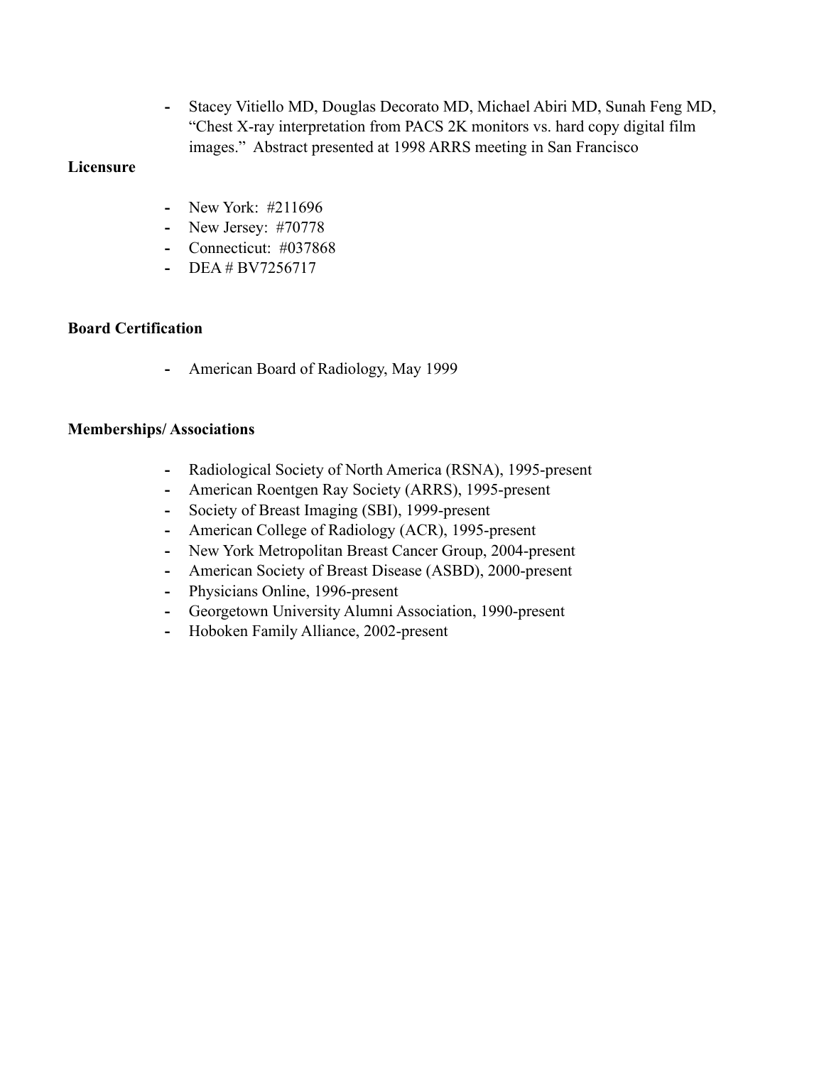- Stacey Vitiello MD, Douglas Decorato MD, Michael Abiri MD, Sunah Feng MD, "Chest X-ray interpretation from PACS 2K monitors vs. hard copy digital film images." Abstract presented at 1998 ARRS meeting in San Francisco

**Licensure**

- New York: #211696
- New Jersey: #70778
- Connecticut: #037868
- DEA # BV7256717

**Board Certification**

- American Board of Radiology, May 1999

**Memberships/ Associations**

- Radiological Society of North America (RSNA), 1995-present
- American Roentgen Ray Society (ARRS), 1995-present
- Society of Breast Imaging (SBI), 1999-present
- American College of Radiology (ACR), 1995-present
- New York Metropolitan Breast Cancer Group, 2004-present
- American Society of Breast Disease (ASBD), 2000-present
- Physicians Online, 1996-present
- Georgetown University Alumni Association, 1990-present
- Hoboken Family Alliance, 2002-present